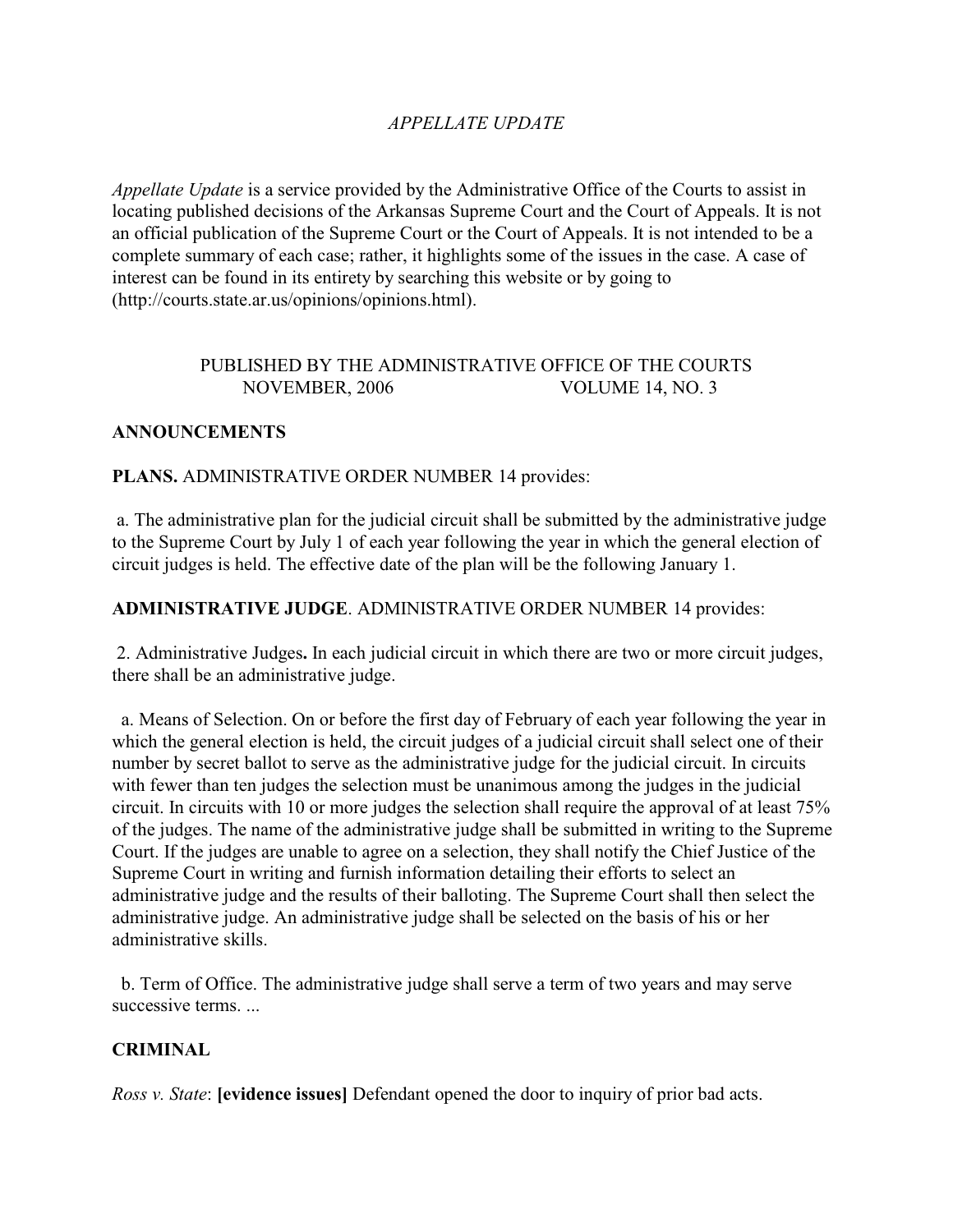*APPELLATE UPDATE*

*Appellate Update* is a service provided by the Administrative Office of the Courts to assist in locating published decisions of the Arkansas Supreme Court and the Court of Appeals. It is not an official publication of the Supreme Court or the Court of Appeals. It is not intended to be a complete summary of each case; rather, it highlights some of the issues in the case. A case of interest can be found in its entirety by searching this website or by going to (http://courts.state.ar.us/opinions/opinions.html).

PUBLISHED BY THE ADMINISTRATIVE OFFICE OF THE COURTS
NOVEMBER, 2006 VOLUME 14, NO. 3

**ANNOUNCEMENTS**

**PLANS.** ADMINISTRATIVE ORDER NUMBER 14 provides:

a. The administrative plan for the judicial circuit shall be submitted by the administrative judge to the Supreme Court by July 1 of each year following the year in which the general election of circuit judges is held. The effective date of the plan will be the following January 1.

**ADMINISTRATIVE JUDGE**. ADMINISTRATIVE ORDER NUMBER 14 provides:

2. Administrative Judges**.** In each judicial circuit in which there are two or more circuit judges, there shall be an administrative judge.

a. Means of Selection. On or before the first day of February of each year following the year in which the general election is held, the circuit judges of a judicial circuit shall select one of their number by secret ballot to serve as the administrative judge for the judicial circuit. In circuits with fewer than ten judges the selection must be unanimous among the judges in the judicial circuit. In circuits with 10 or more judges the selection shall require the approval of at least 75% of the judges. The name of the administrative judge shall be submitted in writing to the Supreme Court. If the judges are unable to agree on a selection, they shall notify the Chief Justice of the Supreme Court in writing and furnish information detailing their efforts to select an administrative judge and the results of their balloting. The Supreme Court shall then select the administrative judge. An administrative judge shall be selected on the basis of his or her administrative skills.

b. Term of Office. The administrative judge shall serve a term of two years and may serve successive terms. ...

**CRIMINAL**

*Ross v. State*: **[evidence issues]** Defendant opened the door to inquiry of prior bad acts.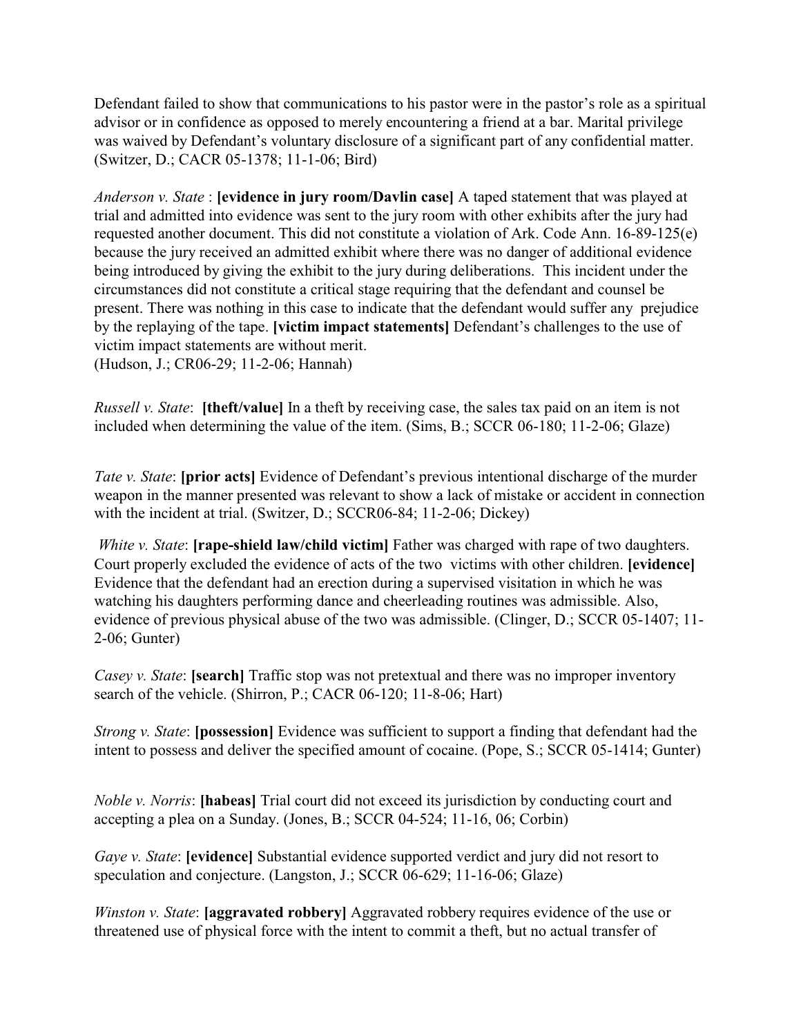Defendant failed to show that communications to his pastor were in the pastor's role as a spiritual advisor or in confidence as opposed to merely encountering a friend at a bar. Marital privilege was waived by Defendant's voluntary disclosure of a significant part of any confidential matter. (Switzer, D.; CACR 05-1378; 11-1-06; Bird)

*Anderson v. State* : **[evidence in jury room/Davlin case]** A taped statement that was played at trial and admitted into evidence was sent to the jury room with other exhibits after the jury had requested another document. This did not constitute a violation of Ark. Code Ann. 16-89-125(e) because the jury received an admitted exhibit where there was no danger of additional evidence being introduced by giving the exhibit to the jury during deliberations. This incident under the circumstances did not constitute a critical stage requiring that the defendant and counsel be present. There was nothing in this case to indicate that the defendant would suffer any prejudice by the replaying of the tape. **[victim impact statements]** Defendant's challenges to the use of victim impact statements are without merit.
(Hudson, J.; CR06-29; 11-2-06; Hannah)

*Russell v. State*: **[theft/value]** In a theft by receiving case, the sales tax paid on an item is not included when determining the value of the item. (Sims, B.; SCCR 06-180; 11-2-06; Glaze)

*Tate v. State*: **[prior acts]** Evidence of Defendant's previous intentional discharge of the murder weapon in the manner presented was relevant to show a lack of mistake or accident in connection with the incident at trial. (Switzer, D.; SCCR06-84; 11-2-06; Dickey)

*White v. State*: **[rape-shield law/child victim]** Father was charged with rape of two daughters. Court properly excluded the evidence of acts of the two victims with other children. **[evidence]** Evidence that the defendant had an erection during a supervised visitation in which he was watching his daughters performing dance and cheerleading routines was admissible. Also, evidence of previous physical abuse of the two was admissible. (Clinger, D.; SCCR 05-1407; 11-2-06; Gunter)

*Casey v. State*: **[search]** Traffic stop was not pretextual and there was no improper inventory search of the vehicle. (Shirron, P.; CACR 06-120; 11-8-06; Hart)

*Strong v. State*: **[possession]** Evidence was sufficient to support a finding that defendant had the intent to possess and deliver the specified amount of cocaine. (Pope, S.; SCCR 05-1414; Gunter)

*Noble v. Norris*: **[habeas]** Trial court did not exceed its jurisdiction by conducting court and accepting a plea on a Sunday. (Jones, B.; SCCR 04-524; 11-16, 06; Corbin)

*Gaye v. State*: **[evidence]** Substantial evidence supported verdict and jury did not resort to speculation and conjecture. (Langston, J.; SCCR 06-629; 11-16-06; Glaze)

*Winston v. State*: **[aggravated robbery]** Aggravated robbery requires evidence of the use or threatened use of physical force with the intent to commit a theft, but no actual transfer of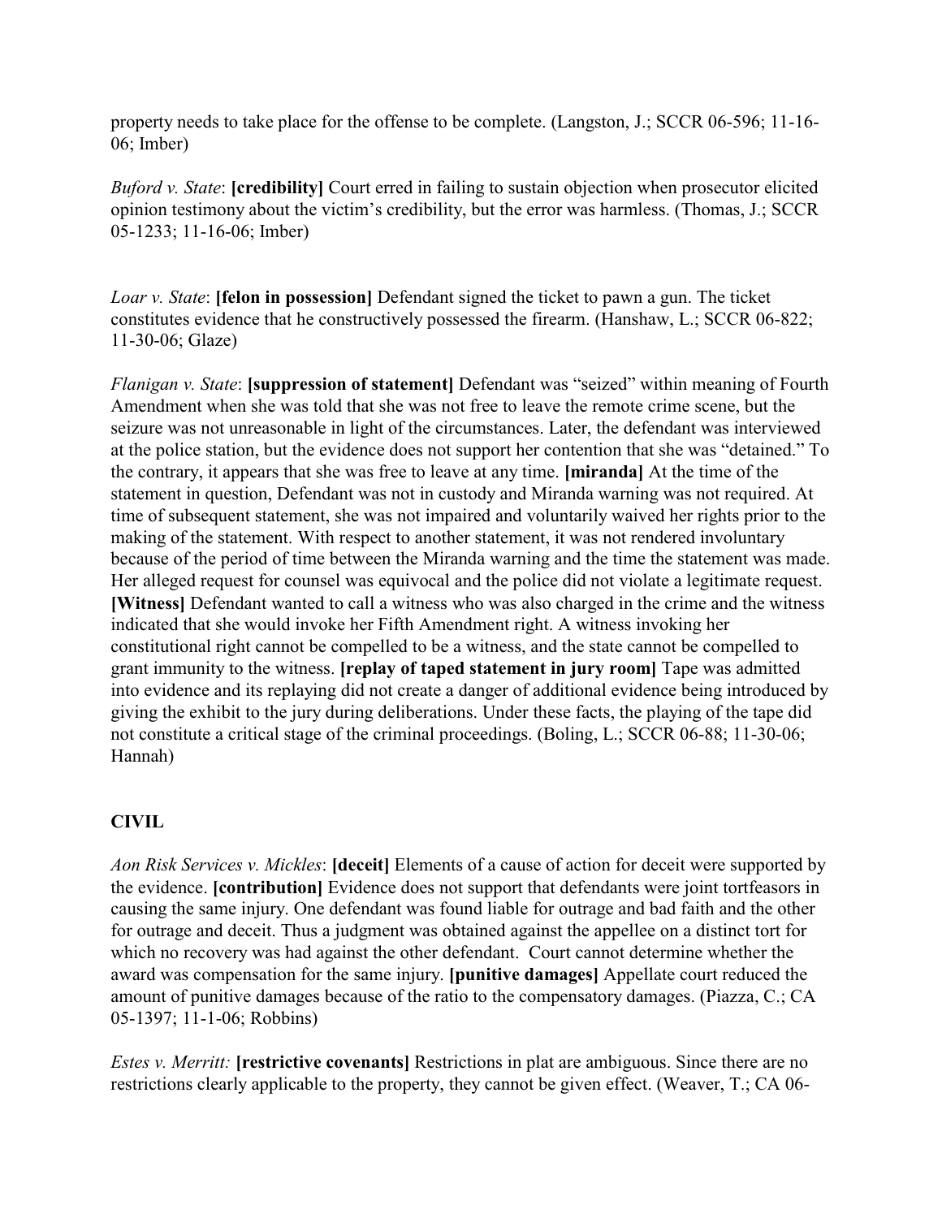property needs to take place for the offense to be complete. (Langston, J.; SCCR 06-596; 11-16-06; Imber)

*Buford v. State*: **[credibility]** Court erred in failing to sustain objection when prosecutor elicited opinion testimony about the victim's credibility, but the error was harmless. (Thomas, J.; SCCR 05-1233; 11-16-06; Imber)

*Loar v. State*: **[felon in possession]** Defendant signed the ticket to pawn a gun. The ticket constitutes evidence that he constructively possessed the firearm. (Hanshaw, L.; SCCR 06-822; 11-30-06; Glaze)

*Flanigan v. State*: **[suppression of statement]** Defendant was "seized" within meaning of Fourth Amendment when she was told that she was not free to leave the remote crime scene, but the seizure was not unreasonable in light of the circumstances. Later, the defendant was interviewed at the police station, but the evidence does not support her contention that she was "detained." To the contrary, it appears that she was free to leave at any time. **[miranda]** At the time of the statement in question, Defendant was not in custody and Miranda warning was not required. At time of subsequent statement, she was not impaired and voluntarily waived her rights prior to the making of the statement. With respect to another statement, it was not rendered involuntary because of the period of time between the Miranda warning and the time the statement was made. Her alleged request for counsel was equivocal and the police did not violate a legitimate request. **[Witness]** Defendant wanted to call a witness who was also charged in the crime and the witness indicated that she would invoke her Fifth Amendment right. A witness invoking her constitutional right cannot be compelled to be a witness, and the state cannot be compelled to grant immunity to the witness. **[replay of taped statement in jury room]** Tape was admitted into evidence and its replaying did not create a danger of additional evidence being introduced by giving the exhibit to the jury during deliberations. Under these facts, the playing of the tape did not constitute a critical stage of the criminal proceedings. (Boling, L.; SCCR 06-88; 11-30-06; Hannah)

## CIVIL

*Aon Risk Services v. Mickles*: **[deceit]** Elements of a cause of action for deceit were supported by the evidence. **[contribution]** Evidence does not support that defendants were joint tortfeasors in causing the same injury. One defendant was found liable for outrage and bad faith and the other for outrage and deceit. Thus a judgment was obtained against the appellee on a distinct tort for which no recovery was had against the other defendant. Court cannot determine whether the award was compensation for the same injury. **[punitive damages]** Appellate court reduced the amount of punitive damages because of the ratio to the compensatory damages. (Piazza, C.; CA 05-1397; 11-1-06; Robbins)

*Estes v. Merritt:* **[restrictive covenants]** Restrictions in plat are ambiguous. Since there are no restrictions clearly applicable to the property, they cannot be given effect. (Weaver, T.; CA 06-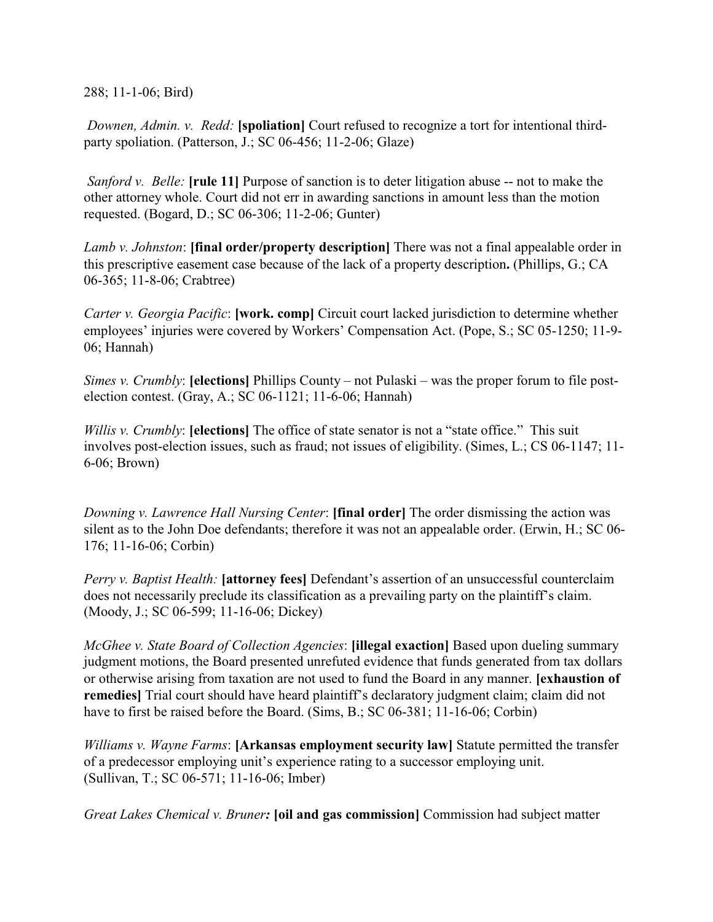288; 11-1-06; Bird)

*Downen, Admin. v. Redd:* **[spoliation]** Court refused to recognize a tort for intentional third-party spoliation. (Patterson, J.; SC 06-456; 11-2-06; Glaze)

*Sanford v. Belle:* **[rule 11]** Purpose of sanction is to deter litigation abuse -- not to make the other attorney whole. Court did not err in awarding sanctions in amount less than the motion requested. (Bogard, D.; SC 06-306; 11-2-06; Gunter)

*Lamb v. Johnston*: **[final order/property description]** There was not a final appealable order in this prescriptive easement case because of the lack of a property description**.** (Phillips, G.; CA 06-365; 11-8-06; Crabtree)

*Carter v. Georgia Pacific*: **[work. comp]** Circuit court lacked jurisdiction to determine whether employees' injuries were covered by Workers' Compensation Act. (Pope, S.; SC 05-1250; 11-9-06; Hannah)

*Simes v. Crumbly*: **[elections]** Phillips County – not Pulaski – was the proper forum to file post-election contest. (Gray, A.; SC 06-1121; 11-6-06; Hannah)

*Willis v. Crumbly*: **[elections]** The office of state senator is not a "state office." This suit involves post-election issues, such as fraud; not issues of eligibility. (Simes, L.; CS 06-1147; 11-6-06; Brown)

*Downing v. Lawrence Hall Nursing Center*: **[final order]** The order dismissing the action was silent as to the John Doe defendants; therefore it was not an appealable order. (Erwin, H.; SC 06-176; 11-16-06; Corbin)

*Perry v. Baptist Health:* **[attorney fees]** Defendant's assertion of an unsuccessful counterclaim does not necessarily preclude its classification as a prevailing party on the plaintiff's claim. (Moody, J.; SC 06-599; 11-16-06; Dickey)

*McGhee v. State Board of Collection Agencies*: **[illegal exaction]** Based upon dueling summary judgment motions, the Board presented unrefuted evidence that funds generated from tax dollars or otherwise arising from taxation are not used to fund the Board in any manner. **[exhaustion of remedies]** Trial court should have heard plaintiff's declaratory judgment claim; claim did not have to first be raised before the Board. (Sims, B.; SC 06-381; 11-16-06; Corbin)

*Williams v. Wayne Farms*: **[Arkansas employment security law]** Statute permitted the transfer of a predecessor employing unit's experience rating to a successor employing unit. (Sullivan, T.; SC 06-571; 11-16-06; Imber)

*Great Lakes Chemical v. Bruner**:*** **[oil and gas commission]** Commission had subject matter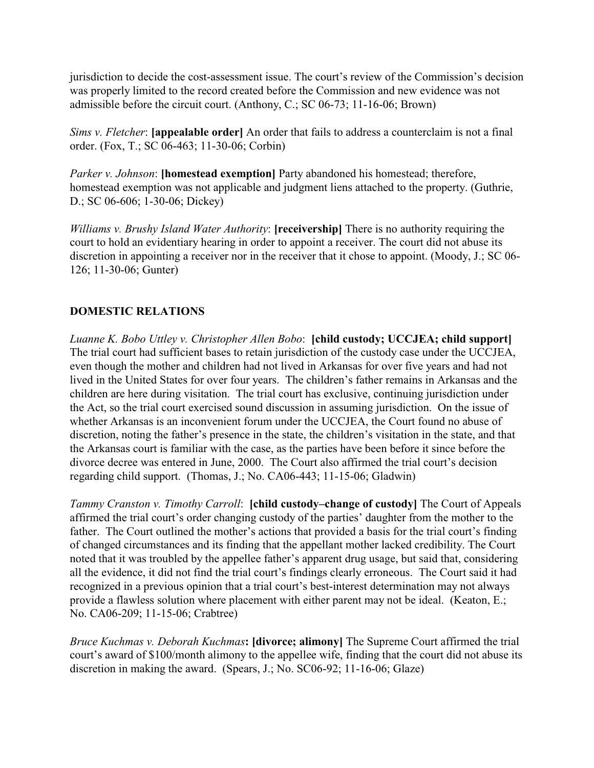jurisdiction to decide the cost-assessment issue. The court's review of the Commission's decision was properly limited to the record created before the Commission and new evidence was not admissible before the circuit court. (Anthony, C.; SC 06-73; 11-16-06; Brown)

*Sims v. Fletcher*: **[appealable order]** An order that fails to address a counterclaim is not a final order. (Fox, T.; SC 06-463; 11-30-06; Corbin)

*Parker v. Johnson*: **[homestead exemption]** Party abandoned his homestead; therefore, homestead exemption was not applicable and judgment liens attached to the property. (Guthrie, D.; SC 06-606; 1-30-06; Dickey)

*Williams v. Brushy Island Water Authority*: **[receivership]** There is no authority requiring the court to hold an evidentiary hearing in order to appoint a receiver. The court did not abuse its discretion in appointing a receiver nor in the receiver that it chose to appoint. (Moody, J.; SC 06-126; 11-30-06; Gunter)

## DOMESTIC RELATIONS

*Luanne K. Bobo Uttley v. Christopher Allen Bobo*: **[child custody; UCCJEA; child support]** The trial court had sufficient bases to retain jurisdiction of the custody case under the UCCJEA, even though the mother and children had not lived in Arkansas for over five years and had not lived in the United States for over four years. The children's father remains in Arkansas and the children are here during visitation. The trial court has exclusive, continuing jurisdiction under the Act, so the trial court exercised sound discussion in assuming jurisdiction. On the issue of whether Arkansas is an inconvenient forum under the UCCJEA, the Court found no abuse of discretion, noting the father's presence in the state, the children's visitation in the state, and that the Arkansas court is familiar with the case, as the parties have been before it since before the divorce decree was entered in June, 2000. The Court also affirmed the trial court's decision regarding child support. (Thomas, J.; No. CA06-443; 11-15-06; Gladwin)

*Tammy Cranston v. Timothy Carroll*: **[child custody–change of custody]** The Court of Appeals affirmed the trial court's order changing custody of the parties' daughter from the mother to the father. The Court outlined the mother's actions that provided a basis for the trial court's finding of changed circumstances and its finding that the appellant mother lacked credibility. The Court noted that it was troubled by the appellee father's apparent drug usage, but said that, considering all the evidence, it did not find the trial court's findings clearly erroneous. The Court said it had recognized in a previous opinion that a trial court's best-interest determination may not always provide a flawless solution where placement with either parent may not be ideal. (Keaton, E.; No. CA06-209; 11-15-06; Crabtree)

*Bruce Kuchmas v. Deborah Kuchmas*: **[divorce; alimony]** The Supreme Court affirmed the trial court's award of $100/month alimony to the appellee wife, finding that the court did not abuse its discretion in making the award. (Spears, J.; No. SC06-92; 11-16-06; Glaze)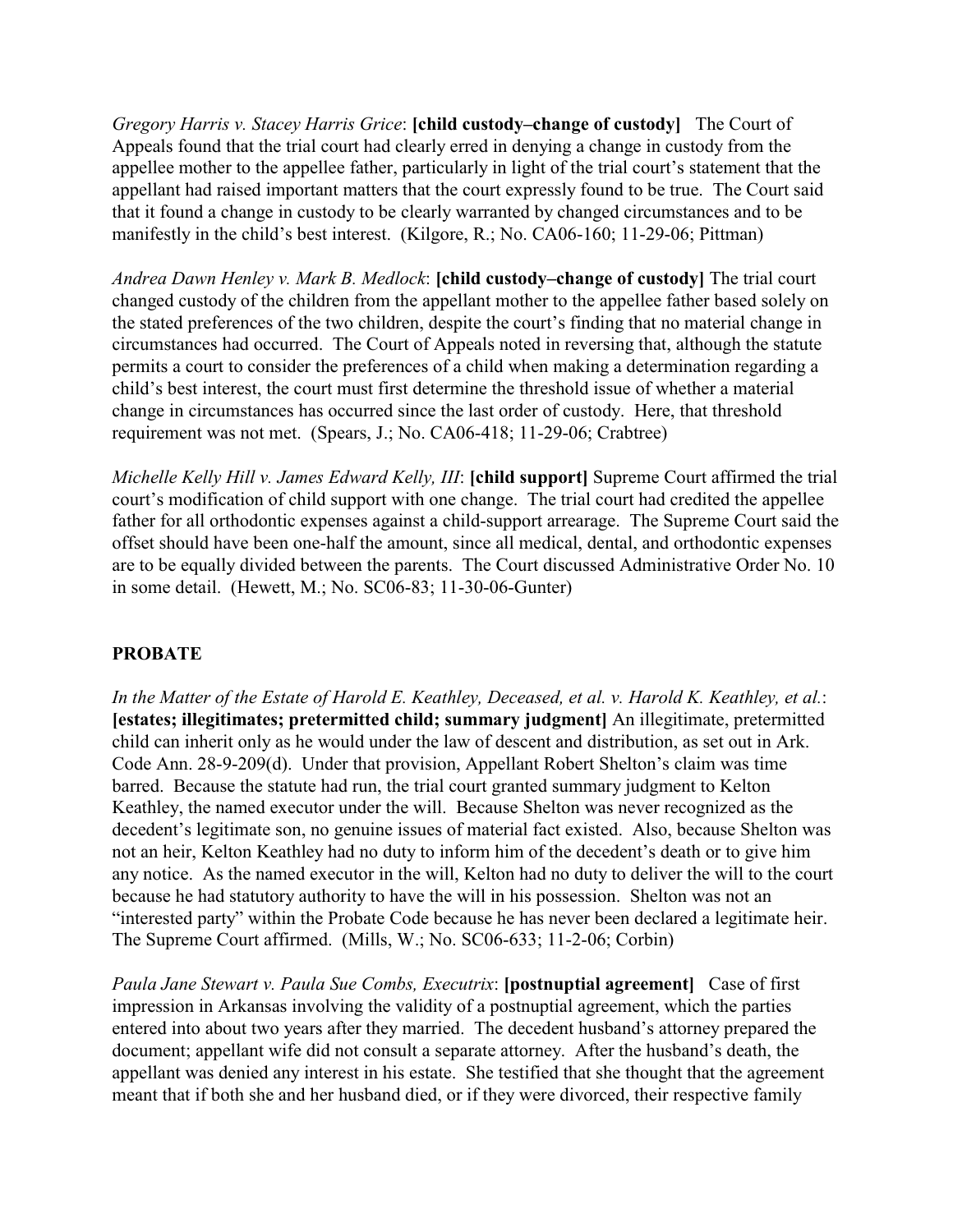*Gregory Harris v. Stacey Harris Grice*: **[child custody–change of custody]** The Court of Appeals found that the trial court had clearly erred in denying a change in custody from the appellee mother to the appellee father, particularly in light of the trial court's statement that the appellant had raised important matters that the court expressly found to be true. The Court said that it found a change in custody to be clearly warranted by changed circumstances and to be manifestly in the child's best interest. (Kilgore, R.; No. CA06-160; 11-29-06; Pittman)

*Andrea Dawn Henley v. Mark B. Medlock*: **[child custody–change of custody]** The trial court changed custody of the children from the appellant mother to the appellee father based solely on the stated preferences of the two children, despite the court's finding that no material change in circumstances had occurred. The Court of Appeals noted in reversing that, although the statute permits a court to consider the preferences of a child when making a determination regarding a child's best interest, the court must first determine the threshold issue of whether a material change in circumstances has occurred since the last order of custody. Here, that threshold requirement was not met. (Spears, J.; No. CA06-418; 11-29-06; Crabtree)

*Michelle Kelly Hill v. James Edward Kelly, III*: **[child support]** Supreme Court affirmed the trial court's modification of child support with one change. The trial court had credited the appellee father for all orthodontic expenses against a child-support arrearage. The Supreme Court said the offset should have been one-half the amount, since all medical, dental, and orthodontic expenses are to be equally divided between the parents. The Court discussed Administrative Order No. 10 in some detail. (Hewett, M.; No. SC06-83; 11-30-06-Gunter)

## PROBATE

*In the Matter of the Estate of Harold E. Keathley, Deceased, et al. v. Harold K. Keathley, et al.*: **[estates; illegitimates; pretermitted child; summary judgment]** An illegitimate, pretermitted child can inherit only as he would under the law of descent and distribution, as set out in Ark. Code Ann. 28-9-209(d). Under that provision, Appellant Robert Shelton's claim was time barred. Because the statute had run, the trial court granted summary judgment to Kelton Keathley, the named executor under the will. Because Shelton was never recognized as the decedent's legitimate son, no genuine issues of material fact existed. Also, because Shelton was not an heir, Kelton Keathley had no duty to inform him of the decedent's death or to give him any notice. As the named executor in the will, Kelton had no duty to deliver the will to the court because he had statutory authority to have the will in his possession. Shelton was not an "interested party" within the Probate Code because he has never been declared a legitimate heir. The Supreme Court affirmed. (Mills, W.; No. SC06-633; 11-2-06; Corbin)

*Paula Jane Stewart v. Paula Sue Combs, Executrix*: **[postnuptial agreement]** Case of first impression in Arkansas involving the validity of a postnuptial agreement, which the parties entered into about two years after they married. The decedent husband's attorney prepared the document; appellant wife did not consult a separate attorney. After the husband's death, the appellant was denied any interest in his estate. She testified that she thought that the agreement meant that if both she and her husband died, or if they were divorced, their respective family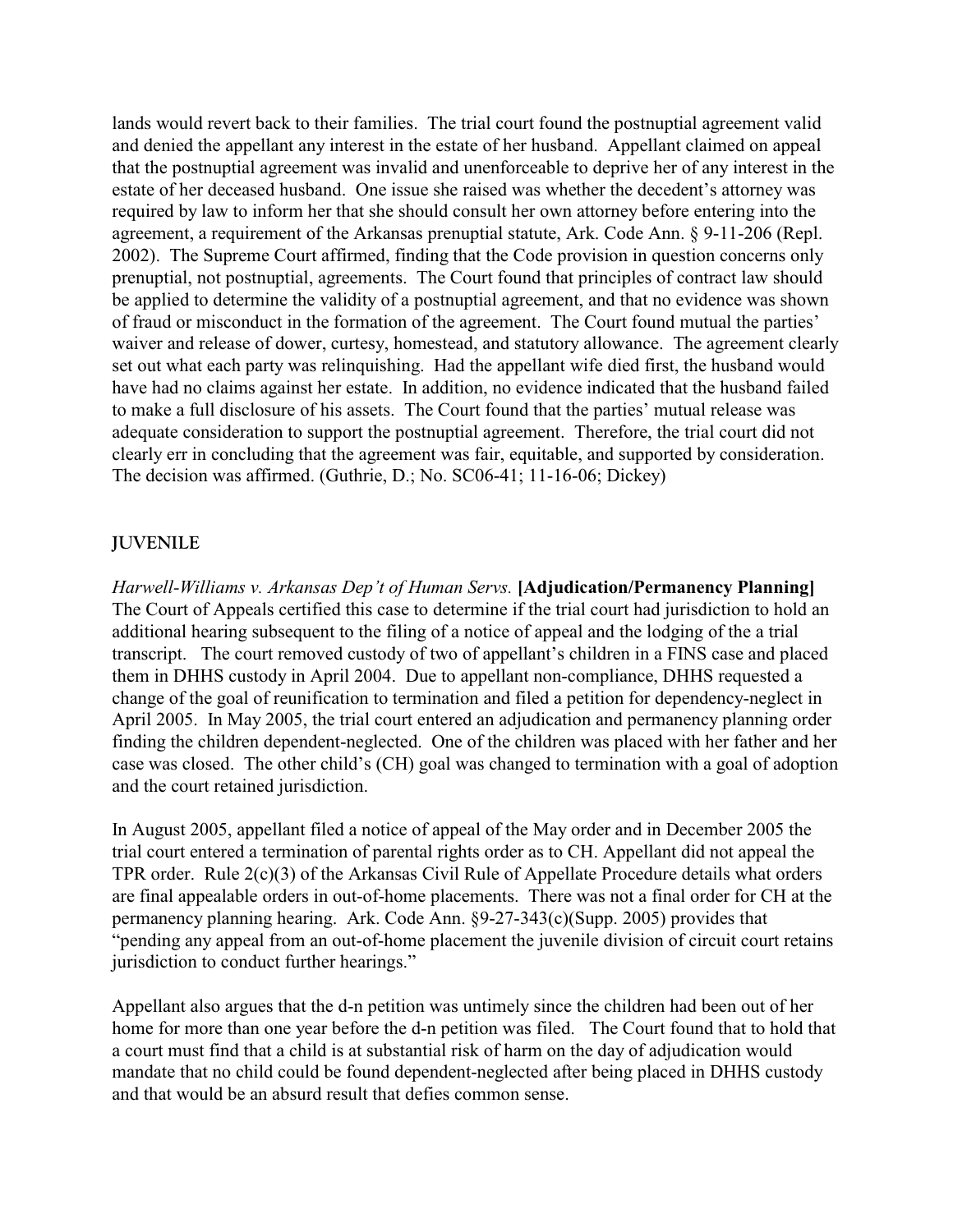lands would revert back to their families. The trial court found the postnuptial agreement valid and denied the appellant any interest in the estate of her husband. Appellant claimed on appeal that the postnuptial agreement was invalid and unenforceable to deprive her of any interest in the estate of her deceased husband. One issue she raised was whether the decedent's attorney was required by law to inform her that she should consult her own attorney before entering into the agreement, a requirement of the Arkansas prenuptial statute, Ark. Code Ann. § 9-11-206 (Repl. 2002). The Supreme Court affirmed, finding that the Code provision in question concerns only prenuptial, not postnuptial, agreements. The Court found that principles of contract law should be applied to determine the validity of a postnuptial agreement, and that no evidence was shown of fraud or misconduct in the formation of the agreement. The Court found mutual the parties' waiver and release of dower, curtesy, homestead, and statutory allowance. The agreement clearly set out what each party was relinquishing. Had the appellant wife died first, the husband would have had no claims against her estate. In addition, no evidence indicated that the husband failed to make a full disclosure of his assets. The Court found that the parties' mutual release was adequate consideration to support the postnuptial agreement. Therefore, the trial court did not clearly err in concluding that the agreement was fair, equitable, and supported by consideration. The decision was affirmed. (Guthrie, D.; No. SC06-41; 11-16-06; Dickey)

## JUVENILE

*Harwell-Williams v. Arkansas Dep't of Human Servs.* **[Adjudication/Permanency Planning]** The Court of Appeals certified this case to determine if the trial court had jurisdiction to hold an additional hearing subsequent to the filing of a notice of appeal and the lodging of the a trial transcript. The court removed custody of two of appellant's children in a FINS case and placed them in DHHS custody in April 2004. Due to appellant non-compliance, DHHS requested a change of the goal of reunification to termination and filed a petition for dependency-neglect in April 2005. In May 2005, the trial court entered an adjudication and permanency planning order finding the children dependent-neglected. One of the children was placed with her father and her case was closed. The other child's (CH) goal was changed to termination with a goal of adoption and the court retained jurisdiction.

In August 2005, appellant filed a notice of appeal of the May order and in December 2005 the trial court entered a termination of parental rights order as to CH. Appellant did not appeal the TPR order. Rule 2(c)(3) of the Arkansas Civil Rule of Appellate Procedure details what orders are final appealable orders in out-of-home placements. There was not a final order for CH at the permanency planning hearing. Ark. Code Ann. §9-27-343(c)(Supp. 2005) provides that "pending any appeal from an out-of-home placement the juvenile division of circuit court retains jurisdiction to conduct further hearings."

Appellant also argues that the d-n petition was untimely since the children had been out of her home for more than one year before the d-n petition was filed. The Court found that to hold that a court must find that a child is at substantial risk of harm on the day of adjudication would mandate that no child could be found dependent-neglected after being placed in DHHS custody and that would be an absurd result that defies common sense.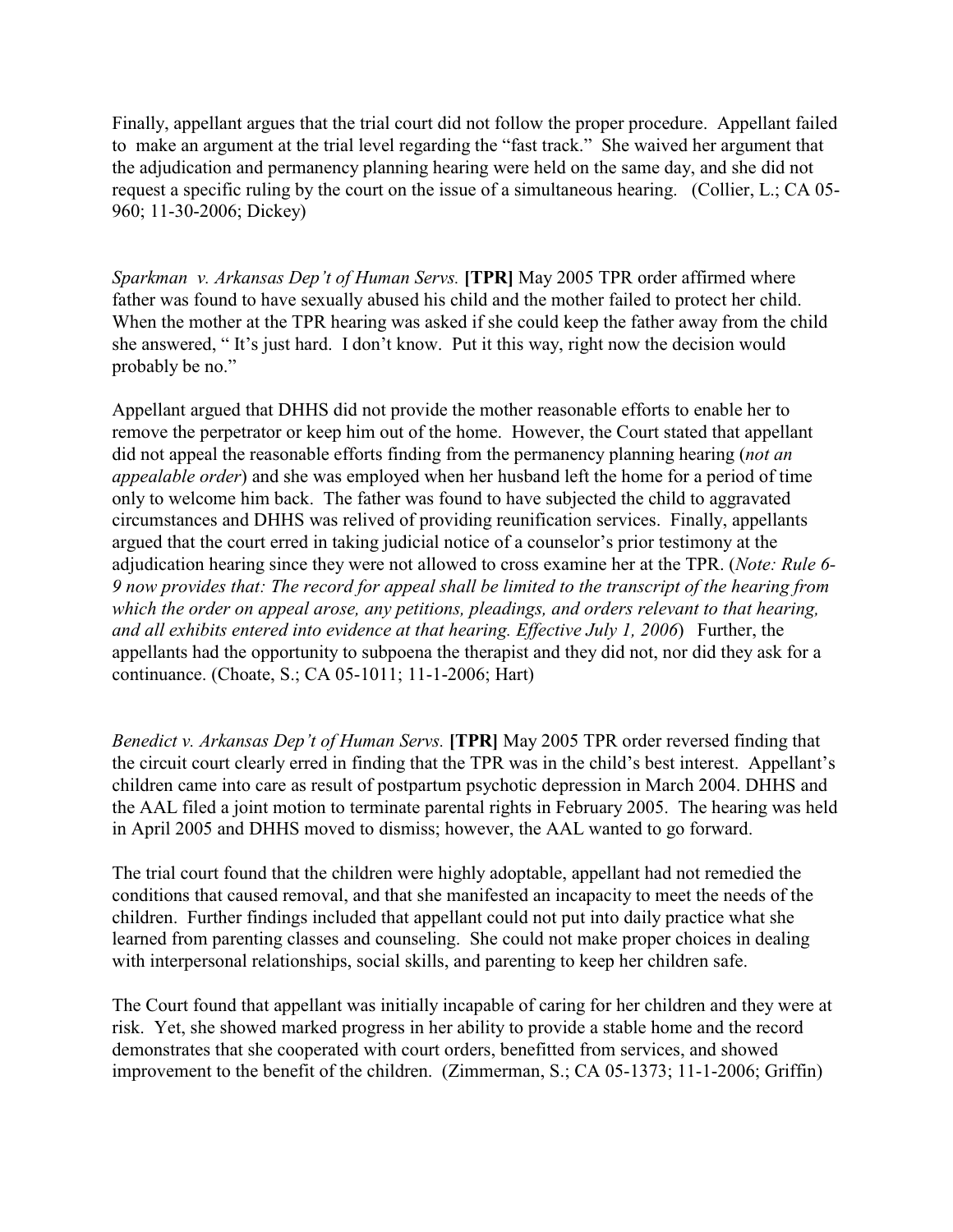Finally, appellant argues that the trial court did not follow the proper procedure. Appellant failed to make an argument at the trial level regarding the "fast track." She waived her argument that the adjudication and permanency planning hearing were held on the same day, and she did not request a specific ruling by the court on the issue of a simultaneous hearing. (Collier, L.; CA 05-960; 11-30-2006; Dickey)

*Sparkman v. Arkansas Dep't of Human Servs.* **[TPR]** May 2005 TPR order affirmed where father was found to have sexually abused his child and the mother failed to protect her child. When the mother at the TPR hearing was asked if she could keep the father away from the child she answered, " It's just hard. I don't know. Put it this way, right now the decision would probably be no."

Appellant argued that DHHS did not provide the mother reasonable efforts to enable her to remove the perpetrator or keep him out of the home. However, the Court stated that appellant did not appeal the reasonable efforts finding from the permanency planning hearing (*not an appealable order*) and she was employed when her husband left the home for a period of time only to welcome him back. The father was found to have subjected the child to aggravated circumstances and DHHS was relived of providing reunification services. Finally, appellants argued that the court erred in taking judicial notice of a counselor's prior testimony at the adjudication hearing since they were not allowed to cross examine her at the TPR. (*Note: Rule 6-9 now provides that: The record for appeal shall be limited to the transcript of the hearing from which the order on appeal arose, any petitions, pleadings, and orders relevant to that hearing, and all exhibits entered into evidence at that hearing. Effective July 1, 2006*) Further, the appellants had the opportunity to subpoena the therapist and they did not, nor did they ask for a continuance. (Choate, S.; CA 05-1011; 11-1-2006; Hart)

*Benedict v. Arkansas Dep't of Human Servs.* **[TPR]** May 2005 TPR order reversed finding that the circuit court clearly erred in finding that the TPR was in the child's best interest. Appellant's children came into care as result of postpartum psychotic depression in March 2004. DHHS and the AAL filed a joint motion to terminate parental rights in February 2005. The hearing was held in April 2005 and DHHS moved to dismiss; however, the AAL wanted to go forward.

The trial court found that the children were highly adoptable, appellant had not remedied the conditions that caused removal, and that she manifested an incapacity to meet the needs of the children. Further findings included that appellant could not put into daily practice what she learned from parenting classes and counseling. She could not make proper choices in dealing with interpersonal relationships, social skills, and parenting to keep her children safe.

The Court found that appellant was initially incapable of caring for her children and they were at risk. Yet, she showed marked progress in her ability to provide a stable home and the record demonstrates that she cooperated with court orders, benefitted from services, and showed improvement to the benefit of the children. (Zimmerman, S.; CA 05-1373; 11-1-2006; Griffin)